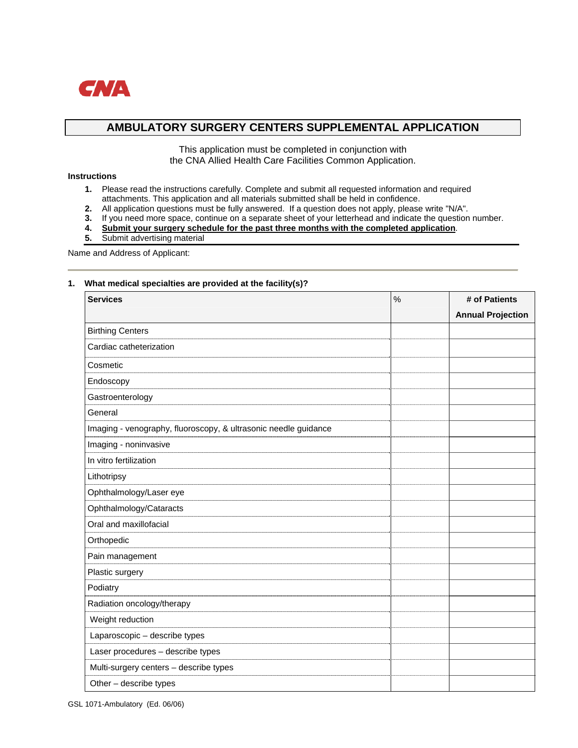CNA

# AMBULATORY SURGERY CENTERS SUPPLEMENTAL APPLICATION

This application must be completed in conjunction with
the CNA Allied Health Care Facilities Common Application.

**Instructions**

1. Please read the instructions carefully. Complete and submit all requested information and required attachments. This application and all materials submitted shall be held in confidence.
2. All application questions must be fully answered. If a question does not apply, please write "N/A".
3. If you need more space, continue on a separate sheet of your letterhead and indicate the question number.
4. **Submit your surgery schedule for the past three months with the completed application**.
5. Submit advertising material

Name and Address of Applicant:

**1. What medical specialties are provided at the facility(s)?**

| Services | % | # of Patients Annual Projection |
|---|---|---|
| Birthing Centers | | |
| Cardiac catheterization | | |
| Cosmetic | | |
| Endoscopy | | |
| Gastroenterology | | |
| General | | |
| Imaging - venography, fluoroscopy, & ultrasonic needle guidance | | |
| Imaging - noninvasive | | |
| In vitro fertilization | | |
| Lithotripsy | | |
| Ophthalmology/Laser eye | | |
| Ophthalmology/Cataracts | | |
| Oral and maxillofacial | | |
| Orthopedic | | |
| Pain management | | |
| Plastic surgery | | |
| Podiatry | | |
| Radiation oncology/therapy | | |
| Weight reduction | | |
| Laparoscopic – describe types | | |
| Laser procedures – describe types | | |
| Multi-surgery centers – describe types | | |
| Other – describe types | | |

GSL 1071-Ambulatory (Ed. 06/06)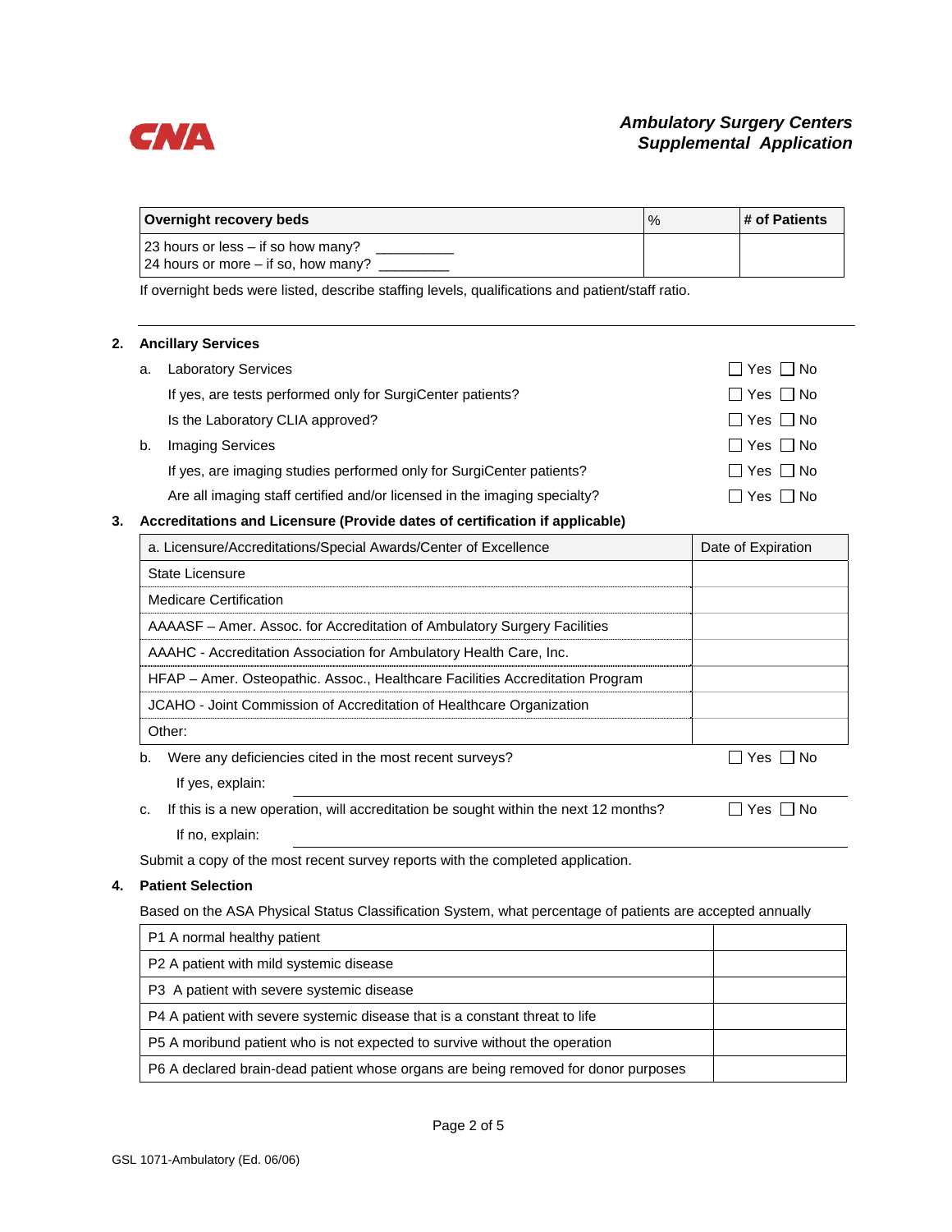| Overnight recovery beds | % | # of Patients |
| --- | --- | --- |
| 23 hours or less – if so how many? __________<br>24 hours or more – if so, how many? _________ | | |

If overnight beds were listed, describe staffing levels, qualifications and patient/staff ratio.

---

**2. Ancillary Services**

a. Laboratory Services ☐ Yes ☐ No

If yes, are tests performed only for SurgiCenter patients? ☐ Yes ☐ No

Is the Laboratory CLIA approved? ☐ Yes ☐ No

b. Imaging Services ☐ Yes ☐ No

If yes, are imaging studies performed only for SurgiCenter patients? ☐ Yes ☐ No

Are all imaging staff certified and/or licensed in the imaging specialty? ☐ Yes ☐ No

**3. Accreditations and Licensure (Provide dates of certification if applicable)**

| a. Licensure/Accreditations/Special Awards/Center of Excellence | Date of Expiration |
| --- | --- |
| State Licensure | |
| Medicare Certification | |
| AAAASF – Amer. Assoc. for Accreditation of Ambulatory Surgery Facilities | |
| AAAHC - Accreditation Association for Ambulatory Health Care, Inc. | |
| HFAP – Amer. Osteopathic. Assoc., Healthcare Facilities Accreditation Program | |
| JCAHO - Joint Commission of Accreditation of Healthcare Organization | |
| Other: | |

b. Were any deficiencies cited in the most recent surveys? ☐ Yes ☐ No

If yes, explain: ______________________________

c. If this is a new operation, will accreditation be sought within the next 12 months? ☐ Yes ☐ No

If no, explain: ______________________________

Submit a copy of the most recent survey reports with the completed application.

**4. Patient Selection**

Based on the ASA Physical Status Classification System, what percentage of patients are accepted annually

| | |
| --- | --- |
| P1 A normal healthy patient | |
| P2 A patient with mild systemic disease | |
| P3 A patient with severe systemic disease | |
| P4 A patient with severe systemic disease that is a constant threat to life | |
| P5 A moribund patient who is not expected to survive without the operation | |
| P6 A declared brain-dead patient whose organs are being removed for donor purposes | |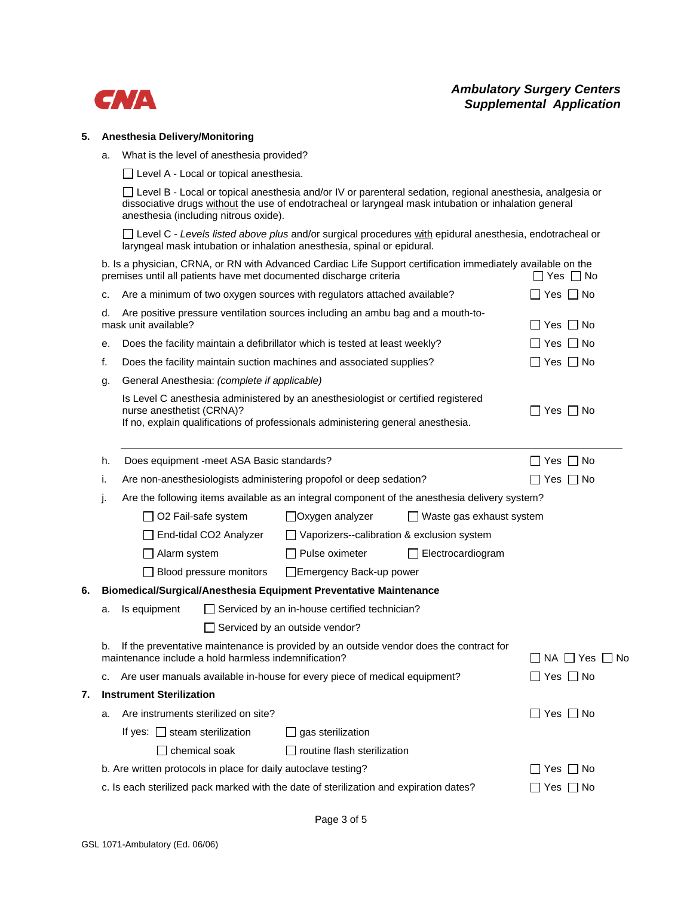**CNA**

***Ambulatory Surgery Centers***
***Supplemental Application***

**5. Anesthesia Delivery/Monitoring**

a. What is the level of anesthesia provided?

☐ Level A - Local or topical anesthesia.

☐ Level B - Local or topical anesthesia and/or IV or parenteral sedation, regional anesthesia, analgesia or dissociative drugs without the use of endotracheal or laryngeal mask intubation or inhalation general anesthesia (including nitrous oxide).

☐ Level C - *Levels listed above plus* and/or surgical procedures with epidural anesthesia, endotracheal or laryngeal mask intubation or inhalation anesthesia, spinal or epidural.

b. Is a physician, CRNA, or RN with Advanced Cardiac Life Support certification immediately available on the premises until all patients have met documented discharge criteria ☐ Yes ☐ No

c. Are a minimum of two oxygen sources with regulators attached available? ☐ Yes ☐ No

d. Are positive pressure ventilation sources including an ambu bag and a mouth-to-mask unit available? ☐ Yes ☐ No

e. Does the facility maintain a defibrillator which is tested at least weekly? ☐ Yes ☐ No

f. Does the facility maintain suction machines and associated supplies? ☐ Yes ☐ No

g. General Anesthesia: *(complete if applicable)*

Is Level C anesthesia administered by an anesthesiologist or certified registered nurse anesthetist (CRNA)? ☐ Yes ☐ No
If no, explain qualifications of professionals administering general anesthesia.

______________________________________________________________________

h. Does equipment -meet ASA Basic standards? ☐ Yes ☐ No

i. Are non-anesthesiologists administering propofol or deep sedation? ☐ Yes ☐ No

j. Are the following items available as an integral component of the anesthesia delivery system?

☐ O2 Fail-safe system ☐ Oxygen analyzer ☐ Waste gas exhaust system

☐ End-tidal CO2 Analyzer ☐ Vaporizers--calibration & exclusion system

☐ Alarm system ☐ Pulse oximeter ☐ Electrocardiogram

☐ Blood pressure monitors ☐ Emergency Back-up power

**6. Biomedical/Surgical/Anesthesia Equipment Preventative Maintenance**

a. Is equipment ☐ Serviced by an in-house certified technician?

☐ Serviced by an outside vendor?

b. If the preventative maintenance is provided by an outside vendor does the contract for maintenance include a hold harmless indemnification? ☐ NA ☐ Yes ☐ No

c. Are user manuals available in-house for every piece of medical equipment? ☐ Yes ☐ No

**7. Instrument Sterilization**

a. Are instruments sterilized on site? ☐ Yes ☐ No

If yes: ☐ steam sterilization ☐ gas sterilization

☐ chemical soak ☐ routine flash sterilization

b. Are written protocols in place for daily autoclave testing? ☐ Yes ☐ No

c. Is each sterilized pack marked with the date of sterilization and expiration dates? ☐ Yes ☐ No

GSL 1071-Ambulatory (Ed. 06/06)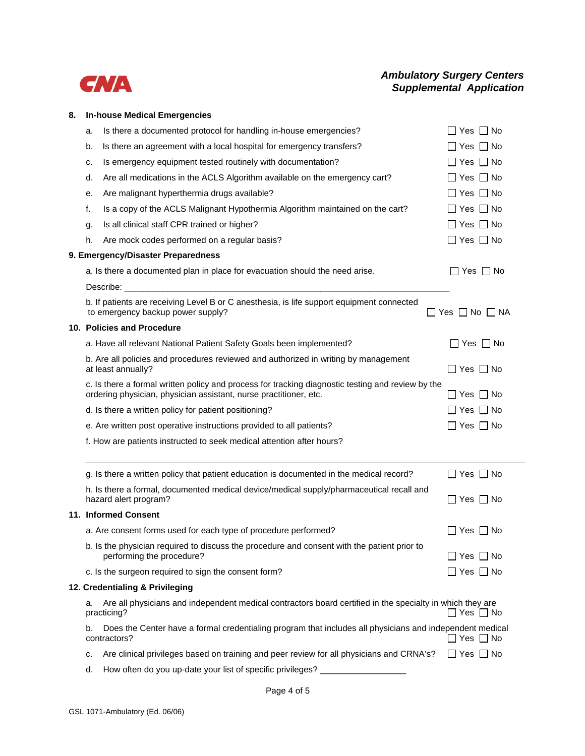## 8. In-house Medical Emergencies

a. Is there a documented protocol for handling in-house emergencies? ☐ Yes ☐ No

b. Is there an agreement with a local hospital for emergency transfers? ☐ Yes ☐ No

c. Is emergency equipment tested routinely with documentation? ☐ Yes ☐ No

d. Are all medications in the ACLS Algorithm available on the emergency cart? ☐ Yes ☐ No

e. Are malignant hyperthermia drugs available? ☐ Yes ☐ No

f. Is a copy of the ACLS Malignant Hypothermia Algorithm maintained on the cart? ☐ Yes ☐ No

g. Is all clinical staff CPR trained or higher? ☐ Yes ☐ No

h. Are mock codes performed on a regular basis? ☐ Yes ☐ No

## 9. Emergency/Disaster Preparedness

a. Is there a documented plan in place for evacuation should the need arise. ☐ Yes ☐ No

Describe: ______________________________________________________________________

b. If patients are receiving Level B or C anesthesia, is life support equipment connected to emergency backup power supply? ☐ Yes ☐ No ☐ NA

## 10. Policies and Procedure

a. Have all relevant National Patient Safety Goals been implemented? ☐ Yes ☐ No

b. Are all policies and procedures reviewed and authorized in writing by management at least annually? ☐ Yes ☐ No

c. Is there a formal written policy and process for tracking diagnostic testing and review by the ordering physician, physician assistant, nurse practitioner, etc. ☐ Yes ☐ No

d. Is there a written policy for patient positioning? ☐ Yes ☐ No

e. Are written post operative instructions provided to all patients? ☐ Yes ☐ No

f. How are patients instructed to seek medical attention after hours?

______________________________________________________________________

g. Is there a written policy that patient education is documented in the medical record? ☐ Yes ☐ No

h. Is there a formal, documented medical device/medical supply/pharmaceutical recall and hazard alert program? ☐ Yes ☐ No

## 11. Informed Consent

a. Are consent forms used for each type of procedure performed? ☐ Yes ☐ No

b. Is the physician required to discuss the procedure and consent with the patient prior to performing the procedure? ☐ Yes ☐ No

c. Is the surgeon required to sign the consent form? ☐ Yes ☐ No

## 12. Credentialing & Privileging

a. Are all physicians and independent medical contractors board certified in the specialty in which they are practicing? ☐ Yes ☐ No

b. Does the Center have a formal credentialing program that includes all physicians and independent medical contractors? ☐ Yes ☐ No

c. Are clinical privileges based on training and peer review for all physicians and CRNA's? ☐ Yes ☐ No

d. How often do you up-date your list of specific privileges? __________________

GSL 1071-Ambulatory (Ed. 06/06)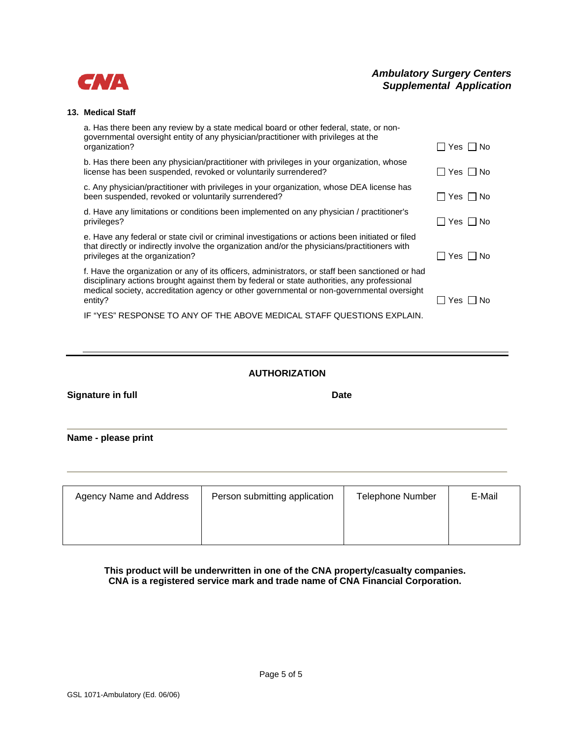## 13. Medical Staff

a. Has there been any review by a state medical board or other federal, state, or non-governmental oversight entity of any physician/practitioner with privileges at the organization? ☐ Yes ☐ No

b. Has there been any physician/practitioner with privileges in your organization, whose license has been suspended, revoked or voluntarily surrendered? ☐ Yes ☐ No

c. Any physician/practitioner with privileges in your organization, whose DEA license has been suspended, revoked or voluntarily surrendered? ☐ Yes ☐ No

d. Have any limitations or conditions been implemented on any physician / practitioner's privileges? ☐ Yes ☐ No

e. Have any federal or state civil or criminal investigations or actions been initiated or filed that directly or indirectly involve the organization and/or the physicians/practitioners with privileges at the organization? ☐ Yes ☐ No

f. Have the organization or any of its officers, administrators, or staff been sanctioned or had disciplinary actions brought against them by federal or state authorities, any professional medical society, accreditation agency or other governmental or non-governmental oversight entity? ☐ Yes ☐ No

IF "YES" RESPONSE TO ANY OF THE ABOVE MEDICAL STAFF QUESTIONS EXPLAIN.

---

## AUTHORIZATION

**Signature in full** **Date**

**Name - please print**

| Agency Name and Address | Person submitting application | Telephone Number | E-Mail |
|---|---|---|---|
| | | | |

**This product will be underwritten in one of the CNA property/casualty companies.**
**CNA is a registered service mark and trade name of CNA Financial Corporation.**

GSL 1071-Ambulatory (Ed. 06/06)